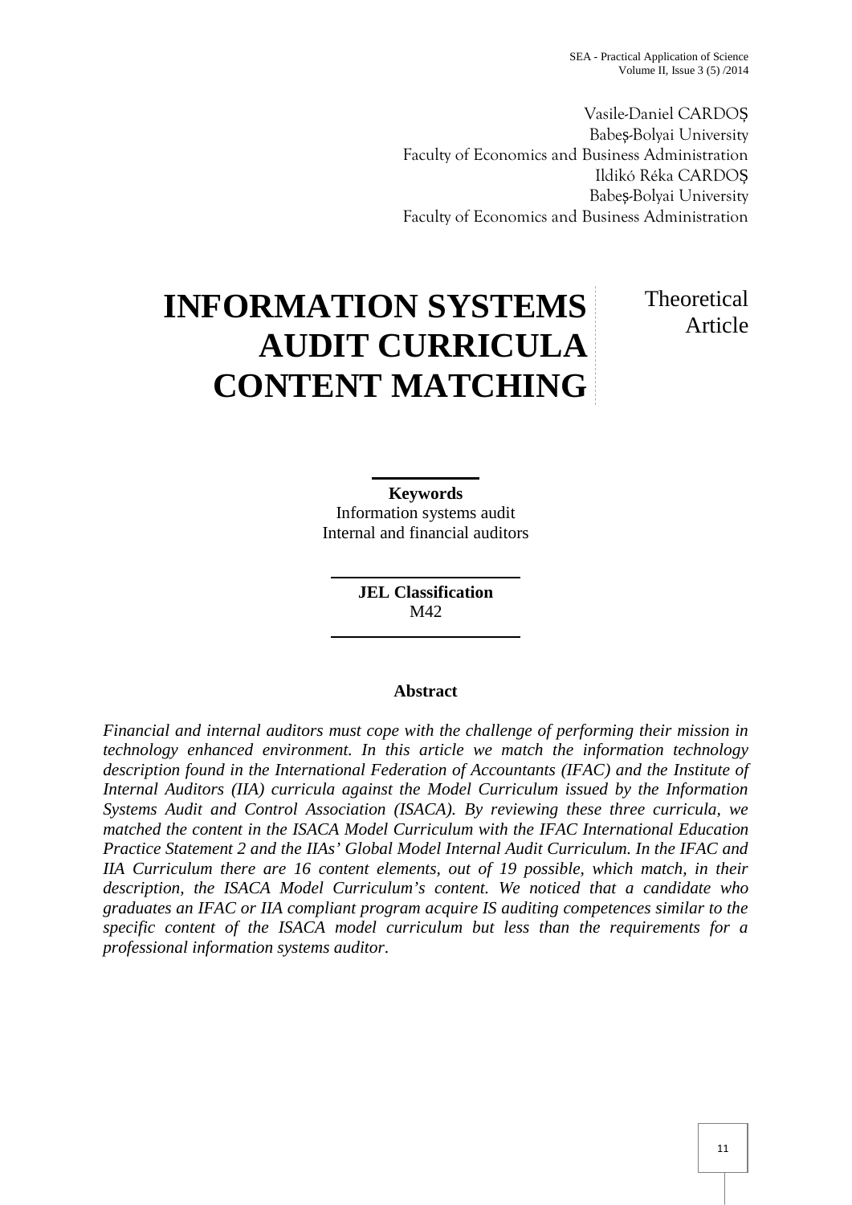Vasile-Daniel CARDOȘ
Babeș-Bolyai University
Faculty of Economics and Business Administration
Ildikó Réka CARDOȘ
Babeș-Bolyai University
Faculty of Economics and Business Administration

# INFORMATION SYSTEMS AUDIT CURRICULA CONTENT MATCHING

Theoretical Article

**Keywords**
Information systems audit
Internal and financial auditors

**JEL Classification**
M42

**Abstract**

*Financial and internal auditors must cope with the challenge of performing their mission in technology enhanced environment. In this article we match the information technology description found in the International Federation of Accountants (IFAC) and the Institute of Internal Auditors (IIA) curricula against the Model Curriculum issued by the Information Systems Audit and Control Association (ISACA). By reviewing these three curricula, we matched the content in the ISACA Model Curriculum with the IFAC International Education Practice Statement 2 and the IIAs' Global Model Internal Audit Curriculum. In the IFAC and IIA Curriculum there are 16 content elements, out of 19 possible, which match, in their description, the ISACA Model Curriculum's content. We noticed that a candidate who graduates an IFAC or IIA compliant program acquire IS auditing competences similar to the specific content of the ISACA model curriculum but less than the requirements for a professional information systems auditor.*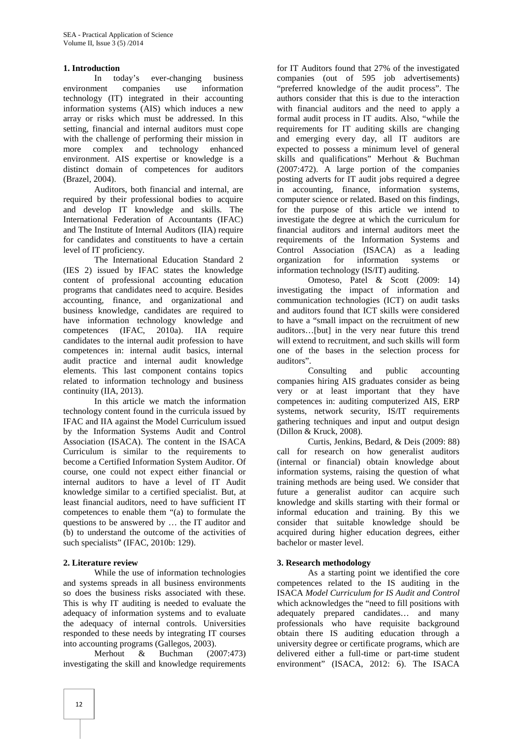## 1. Introduction

In today's ever-changing business environment companies use information technology (IT) integrated in their accounting information systems (AIS) which induces a new array or risks which must be addressed. In this setting, financial and internal auditors must cope with the challenge of performing their mission in more complex and technology enhanced environment. AIS expertise or knowledge is a distinct domain of competences for auditors (Brazel, 2004).

Auditors, both financial and internal, are required by their professional bodies to acquire and develop IT knowledge and skills. The International Federation of Accountants (IFAC) and The Institute of Internal Auditors (IIA) require for candidates and constituents to have a certain level of IT proficiency.

The International Education Standard 2 (IES 2) issued by IFAC states the knowledge content of professional accounting education programs that candidates need to acquire. Besides accounting, finance, and organizational and business knowledge, candidates are required to have information technology knowledge and competences (IFAC, 2010a). IIA require candidates to the internal audit profession to have competences in: internal audit basics, internal audit practice and internal audit knowledge elements. This last component contains topics related to information technology and business continuity (IIA, 2013).

In this article we match the information technology content found in the curricula issued by IFAC and IIA against the Model Curriculum issued by the Information Systems Audit and Control Association (ISACA). The content in the ISACA Curriculum is similar to the requirements to become a Certified Information System Auditor. Of course, one could not expect either financial or internal auditors to have a level of IT Audit knowledge similar to a certified specialist. But, at least financial auditors, need to have sufficient IT competences to enable them "(a) to formulate the questions to be answered by … the IT auditor and (b) to understand the outcome of the activities of such specialists" (IFAC, 2010b: 129).

## 2. Literature review

While the use of information technologies and systems spreads in all business environments so does the business risks associated with these. This is why IT auditing is needed to evaluate the adequacy of information systems and to evaluate the adequacy of internal controls. Universities responded to these needs by integrating IT courses into accounting programs (Gallegos, 2003).

Merhout & Buchman (2007:473) investigating the skill and knowledge requirements for IT Auditors found that 27% of the investigated companies (out of 595 job advertisements) "preferred knowledge of the audit process". The authors consider that this is due to the interaction with financial auditors and the need to apply a formal audit process in IT audits. Also, "while the requirements for IT auditing skills are changing and emerging every day, all IT auditors are expected to possess a minimum level of general skills and qualifications" Merhout & Buchman (2007:472). A large portion of the companies posting adverts for IT audit jobs required a degree in accounting, finance, information systems, computer science or related. Based on this findings, for the purpose of this article we intend to investigate the degree at which the curriculum for financial auditors and internal auditors meet the requirements of the Information Systems and Control Association (ISACA) as a leading organization for information systems or information technology (IS/IT) auditing.

Omoteso, Patel & Scott (2009: 14) investigating the impact of information and communication technologies (ICT) on audit tasks and auditors found that ICT skills were considered to have a "small impact on the recruitment of new auditors…[but] in the very near future this trend will extend to recruitment, and such skills will form one of the bases in the selection process for auditors".

Consulting and public accounting companies hiring AIS graduates consider as being very or at least important that they have competences in: auditing computerized AIS, ERP systems, network security, IS/IT requirements gathering techniques and input and output design (Dillon & Kruck, 2008).

Curtis, Jenkins, Bedard, & Deis (2009: 88) call for research on how generalist auditors (internal or financial) obtain knowledge about information systems, raising the question of what training methods are being used. We consider that future a generalist auditor can acquire such knowledge and skills starting with their formal or informal education and training. By this we consider that suitable knowledge should be acquired during higher education degrees, either bachelor or master level.

## 3. Research methodology

As a starting point we identified the core competences related to the IS auditing in the ISACA *Model Curriculum for IS Audit and Control* which acknowledges the "need to fill positions with adequately prepared candidates… and many professionals who have requisite background obtain there IS auditing education through a university degree or certificate programs, which are delivered either a full-time or part-time student environment" (ISACA, 2012: 6). The ISACA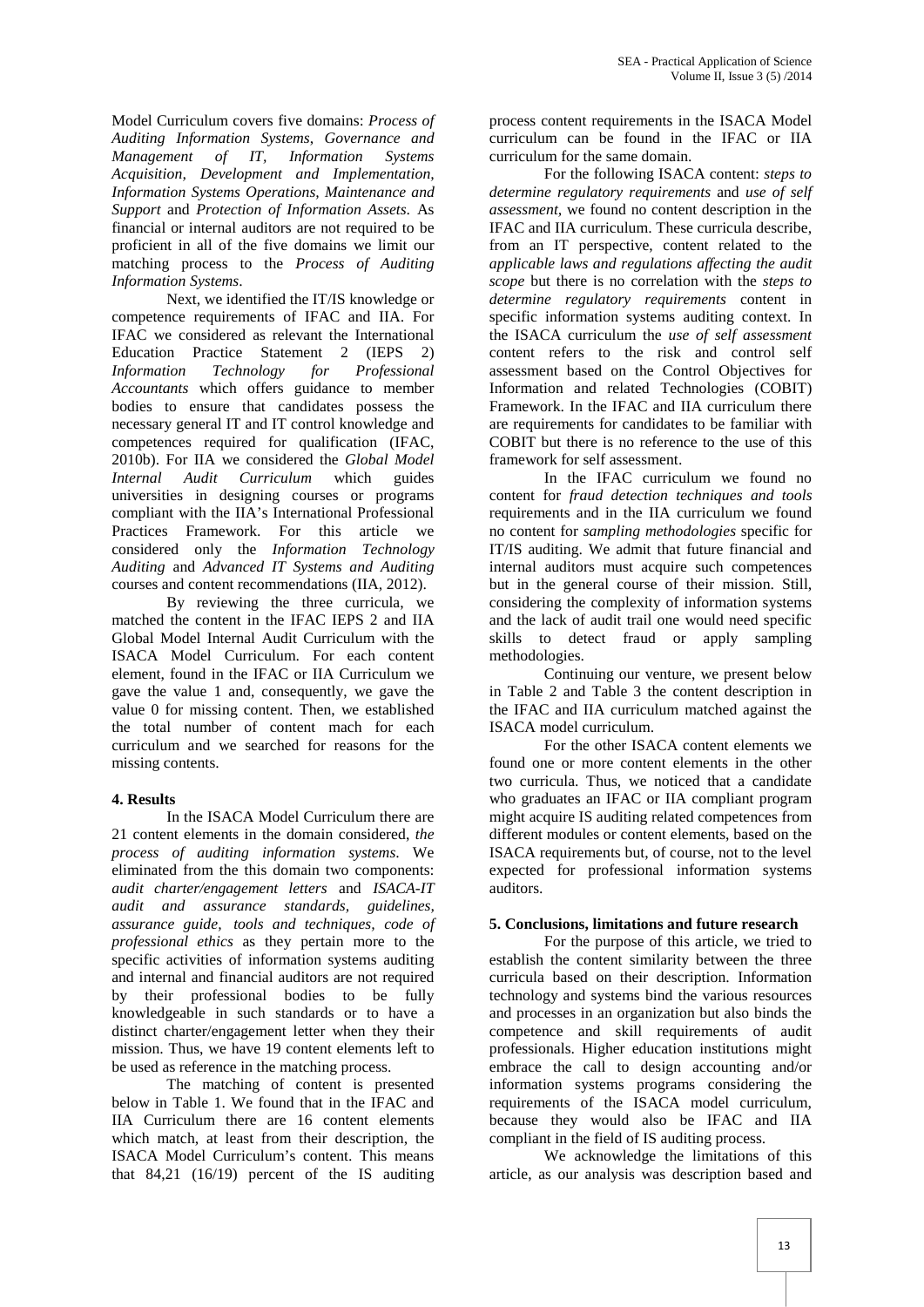Model Curriculum covers five domains: *Process of Auditing Information Systems*, *Governance and Management of IT*, *Information Systems Acquisition, Development and Implementation*, *Information Systems Operations, Maintenance and Support* and *Protection of Information Assets*. As financial or internal auditors are not required to be proficient in all of the five domains we limit our matching process to the *Process of Auditing Information Systems*.

Next, we identified the IT/IS knowledge or competence requirements of IFAC and IIA. For IFAC we considered as relevant the International Education Practice Statement 2 (IEPS 2) *Information Technology for Professional Accountants* which offers guidance to member bodies to ensure that candidates possess the necessary general IT and IT control knowledge and competences required for qualification (IFAC, 2010b). For IIA we considered the *Global Model Internal Audit Curriculum* which guides universities in designing courses or programs compliant with the IIA's International Professional Practices Framework. For this article we considered only the *Information Technology Auditing* and *Advanced IT Systems and Auditing* courses and content recommendations (IIA, 2012).

By reviewing the three curricula, we matched the content in the IFAC IEPS 2 and IIA Global Model Internal Audit Curriculum with the ISACA Model Curriculum. For each content element, found in the IFAC or IIA Curriculum we gave the value 1 and, consequently, we gave the value 0 for missing content. Then, we established the total number of content mach for each curriculum and we searched for reasons for the missing contents.

## 4. Results

In the ISACA Model Curriculum there are 21 content elements in the domain considered, *the process of auditing information systems*. We eliminated from the this domain two components: *audit charter/engagement letters* and *ISACA-IT audit and assurance standards, guidelines, assurance guide, tools and techniques, code of professional ethics* as they pertain more to the specific activities of information systems auditing and internal and financial auditors are not required by their professional bodies to be fully knowledgeable in such standards or to have a distinct charter/engagement letter when they their mission. Thus, we have 19 content elements left to be used as reference in the matching process.

The matching of content is presented below in Table 1. We found that in the IFAC and IIA Curriculum there are 16 content elements which match, at least from their description, the ISACA Model Curriculum's content. This means that 84,21 (16/19) percent of the IS auditing process content requirements in the ISACA Model curriculum can be found in the IFAC or IIA curriculum for the same domain.

For the following ISACA content: *steps to determine regulatory requirements* and *use of self assessment*, we found no content description in the IFAC and IIA curriculum. These curricula describe, from an IT perspective, content related to the *applicable laws and regulations affecting the audit scope* but there is no correlation with the *steps to determine regulatory requirements* content in specific information systems auditing context. In the ISACA curriculum the *use of self assessment* content refers to the risk and control self assessment based on the Control Objectives for Information and related Technologies (COBIT) Framework. In the IFAC and IIA curriculum there are requirements for candidates to be familiar with COBIT but there is no reference to the use of this framework for self assessment.

In the IFAC curriculum we found no content for *fraud detection techniques and tools* requirements and in the IIA curriculum we found no content for *sampling methodologies* specific for IT/IS auditing. We admit that future financial and internal auditors must acquire such competences but in the general course of their mission. Still, considering the complexity of information systems and the lack of audit trail one would need specific skills to detect fraud or apply sampling methodologies.

Continuing our venture, we present below in Table 2 and Table 3 the content description in the IFAC and IIA curriculum matched against the ISACA model curriculum.

For the other ISACA content elements we found one or more content elements in the other two curricula. Thus, we noticed that a candidate who graduates an IFAC or IIA compliant program might acquire IS auditing related competences from different modules or content elements, based on the ISACA requirements but, of course, not to the level expected for professional information systems auditors.

## 5. Conclusions, limitations and future research

For the purpose of this article, we tried to establish the content similarity between the three curricula based on their description. Information technology and systems bind the various resources and processes in an organization but also binds the competence and skill requirements of audit professionals. Higher education institutions might embrace the call to design accounting and/or information systems programs considering the requirements of the ISACA model curriculum, because they would also be IFAC and IIA compliant in the field of IS auditing process.

We acknowledge the limitations of this article, as our analysis was description based and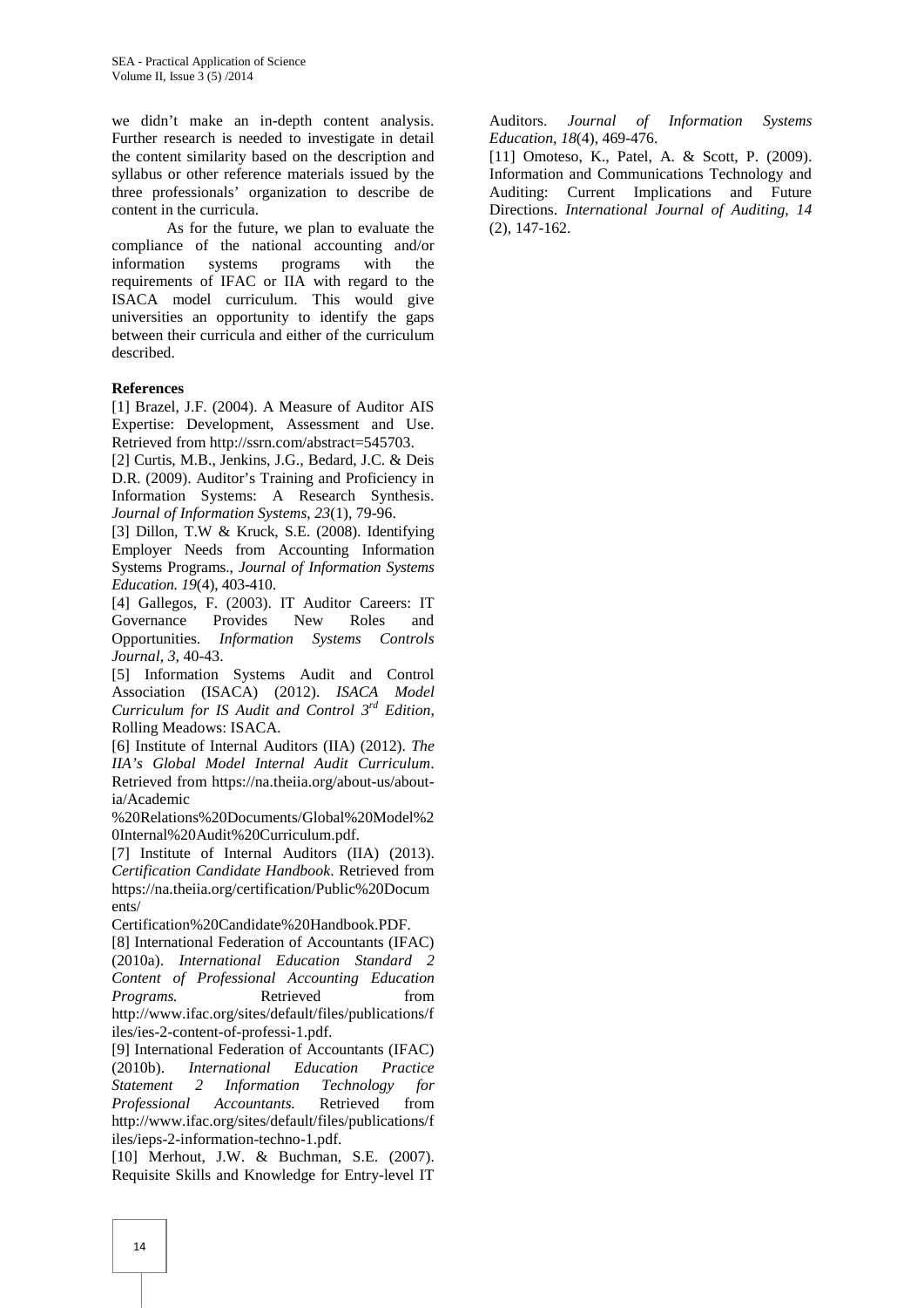we didn't make an in-depth content analysis. Further research is needed to investigate in detail the content similarity based on the description and syllabus or other reference materials issued by the three professionals' organization to describe de content in the curricula.

As for the future, we plan to evaluate the compliance of the national accounting and/or information systems programs with the requirements of IFAC or IIA with regard to the ISACA model curriculum. This would give universities an opportunity to identify the gaps between their curricula and either of the curriculum described.

**References**

[1] Brazel, J.F. (2004). A Measure of Auditor AIS Expertise: Development, Assessment and Use. Retrieved from http://ssrn.com/abstract=545703.

[2] Curtis, M.B., Jenkins, J.G., Bedard, J.C. & Deis D.R. (2009). Auditor's Training and Proficiency in Information Systems: A Research Synthesis. *Journal of Information Systems*, *23*(1), 79-96.

[3] Dillon, T.W & Kruck, S.E. (2008). Identifying Employer Needs from Accounting Information Systems Programs., *Journal of Information Systems Education. 19*(4), 403-410.

[4] Gallegos, F. (2003). IT Auditor Careers: IT Governance Provides New Roles and Opportunities. *Information Systems Controls Journal*, *3*, 40-43.

[5] Information Systems Audit and Control Association (ISACA) (2012). *ISACA Model Curriculum for IS Audit and Control 3rd Edition*, Rolling Meadows: ISACA.

[6] Institute of Internal Auditors (IIA) (2012). *The IIA's Global Model Internal Audit Curriculum*. Retrieved from https://na.theiia.org/about-us/about-ia/Academic %20Relations%20Documents/Global%20Model%20Internal%20Audit%20Curriculum.pdf.

[7] Institute of Internal Auditors (IIA) (2013). *Certification Candidate Handbook*. Retrieved from https://na.theiia.org/certification/Public%20Documents/ Certification%20Candidate%20Handbook.PDF.

[8] International Federation of Accountants (IFAC) (2010a). *International Education Standard 2 Content of Professional Accounting Education Programs.* Retrieved from http://www.ifac.org/sites/default/files/publications/files/ies-2-content-of-professi-1.pdf.

[9] International Federation of Accountants (IFAC) (2010b). *International Education Practice Statement 2 Information Technology for Professional Accountants.* Retrieved from http://www.ifac.org/sites/default/files/publications/files/ieps-2-information-techno-1.pdf.

[10] Merhout, J.W. & Buchman, S.E. (2007). Requisite Skills and Knowledge for Entry-level IT Auditors. *Journal of Information Systems Education*, *18*(4), 469-476.

[11] Omoteso, K., Patel, A. & Scott, P. (2009). Information and Communications Technology and Auditing: Current Implications and Future Directions. *International Journal of Auditing*, *14* (2), 147-162.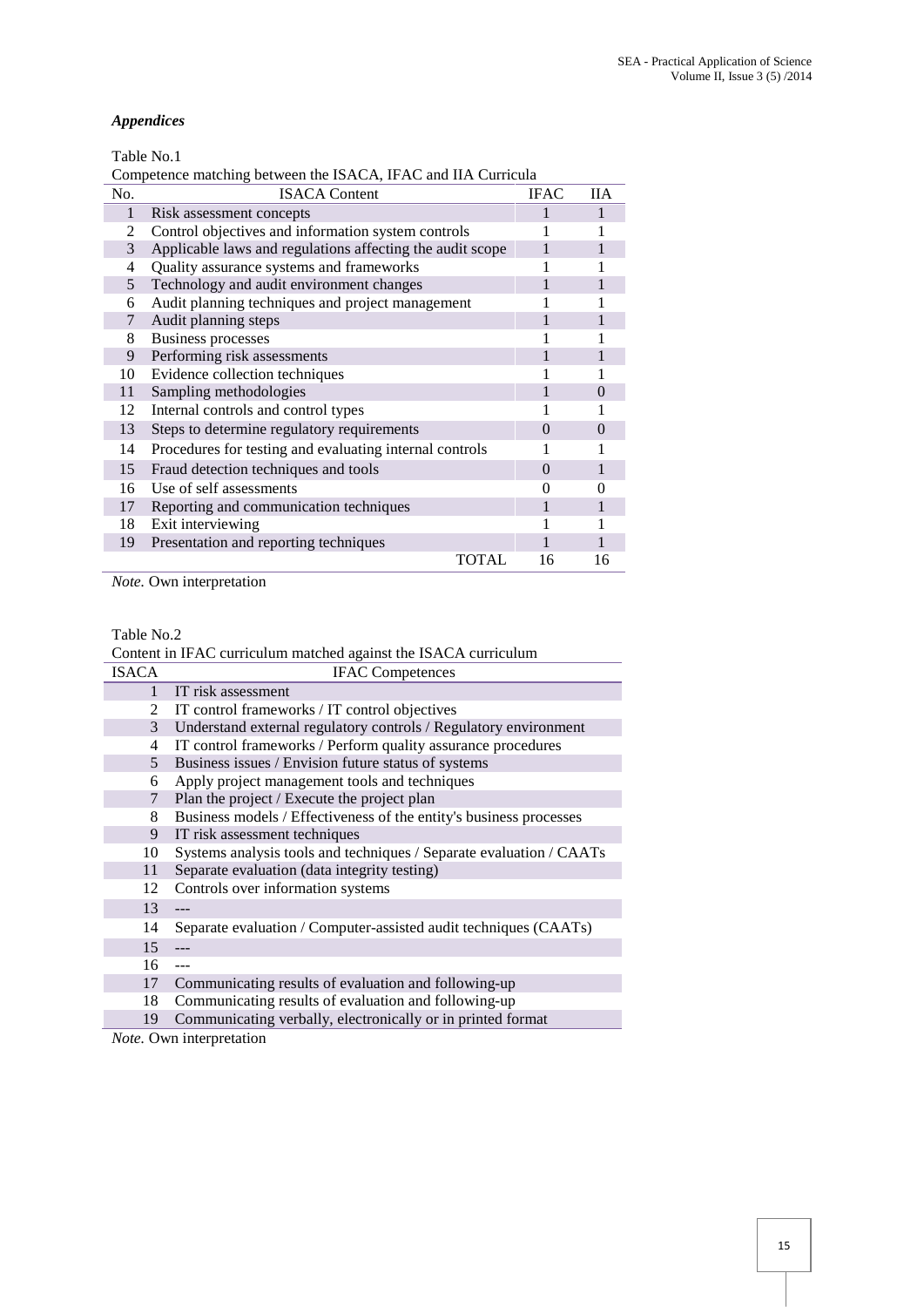## *Appendices*

Table No.1

Competence matching between the ISACA, IFAC and IIA Curricula

| No. | ISACA Content | IFAC | IIA |
|---|---|---|---|
| 1 | Risk assessment concepts | 1 | 1 |
| 2 | Control objectives and information system controls | 1 | 1 |
| 3 | Applicable laws and regulations affecting the audit scope | 1 | 1 |
| 4 | Quality assurance systems and frameworks | 1 | 1 |
| 5 | Technology and audit environment changes | 1 | 1 |
| 6 | Audit planning techniques and project management | 1 | 1 |
| 7 | Audit planning steps | 1 | 1 |
| 8 | Business processes | 1 | 1 |
| 9 | Performing risk assessments | 1 | 1 |
| 10 | Evidence collection techniques | 1 | 1 |
| 11 | Sampling methodologies | 1 | 0 |
| 12 | Internal controls and control types | 1 | 1 |
| 13 | Steps to determine regulatory requirements | 0 | 0 |
| 14 | Procedures for testing and evaluating internal controls | 1 | 1 |
| 15 | Fraud detection techniques and tools | 0 | 1 |
| 16 | Use of self assessments | 0 | 0 |
| 17 | Reporting and communication techniques | 1 | 1 |
| 18 | Exit interviewing | 1 | 1 |
| 19 | Presentation and reporting techniques | 1 | 1 |
| | TOTAL | 16 | 16 |

*Note.* Own interpretation

Table No.2

Content in IFAC curriculum matched against the ISACA curriculum

| ISACA | IFAC Competences |
|---|---|
| 1 | IT risk assessment |
| 2 | IT control frameworks / IT control objectives |
| 3 | Understand external regulatory controls / Regulatory environment |
| 4 | IT control frameworks / Perform quality assurance procedures |
| 5 | Business issues / Envision future status of systems |
| 6 | Apply project management tools and techniques |
| 7 | Plan the project / Execute the project plan |
| 8 | Business models / Effectiveness of the entity's business processes |
| 9 | IT risk assessment techniques |
| 10 | Systems analysis tools and techniques / Separate evaluation / CAATs |
| 11 | Separate evaluation (data integrity testing) |
| 12 | Controls over information systems |
| 13 | --- |
| 14 | Separate evaluation / Computer-assisted audit techniques (CAATs) |
| 15 | --- |
| 16 | --- |
| 17 | Communicating results of evaluation and following-up |
| 18 | Communicating results of evaluation and following-up |
| 19 | Communicating verbally, electronically or in printed format |

*Note.* Own interpretation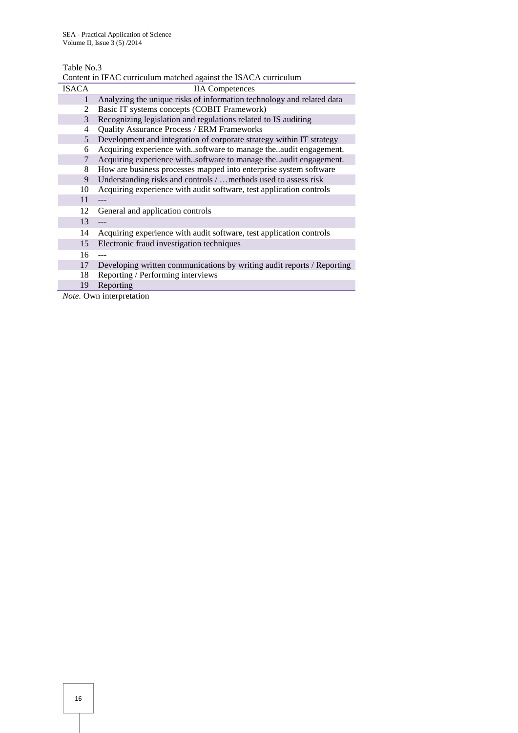Table No.3

Content in IFAC curriculum matched against the ISACA curriculum

| ISACA | IIA Competences |
|---|---|
| 1 | Analyzing the unique risks of information technology and related data |
| 2 | Basic IT systems concepts (COBIT Framework) |
| 3 | Recognizing legislation and regulations related to IS auditing |
| 4 | Quality Assurance Process / ERM Frameworks |
| 5 | Development and integration of corporate strategy within IT strategy |
| 6 | Acquiring experience with..software to manage the..audit engagement. |
| 7 | Acquiring experience with..software to manage the..audit engagement. |
| 8 | How are business processes mapped into enterprise system software |
| 9 | Understanding risks and controls / …methods used to assess risk |
| 10 | Acquiring experience with audit software, test application controls |
| 11 | --- |
| 12 | General and application controls |
| 13 | --- |
| 14 | Acquiring experience with audit software, test application controls |
| 15 | Electronic fraud investigation techniques |
| 16 | --- |
| 17 | Developing written communications by writing audit reports / Reporting |
| 18 | Reporting / Performing interviews |
| 19 | Reporting |

*Note.* Own interpretation